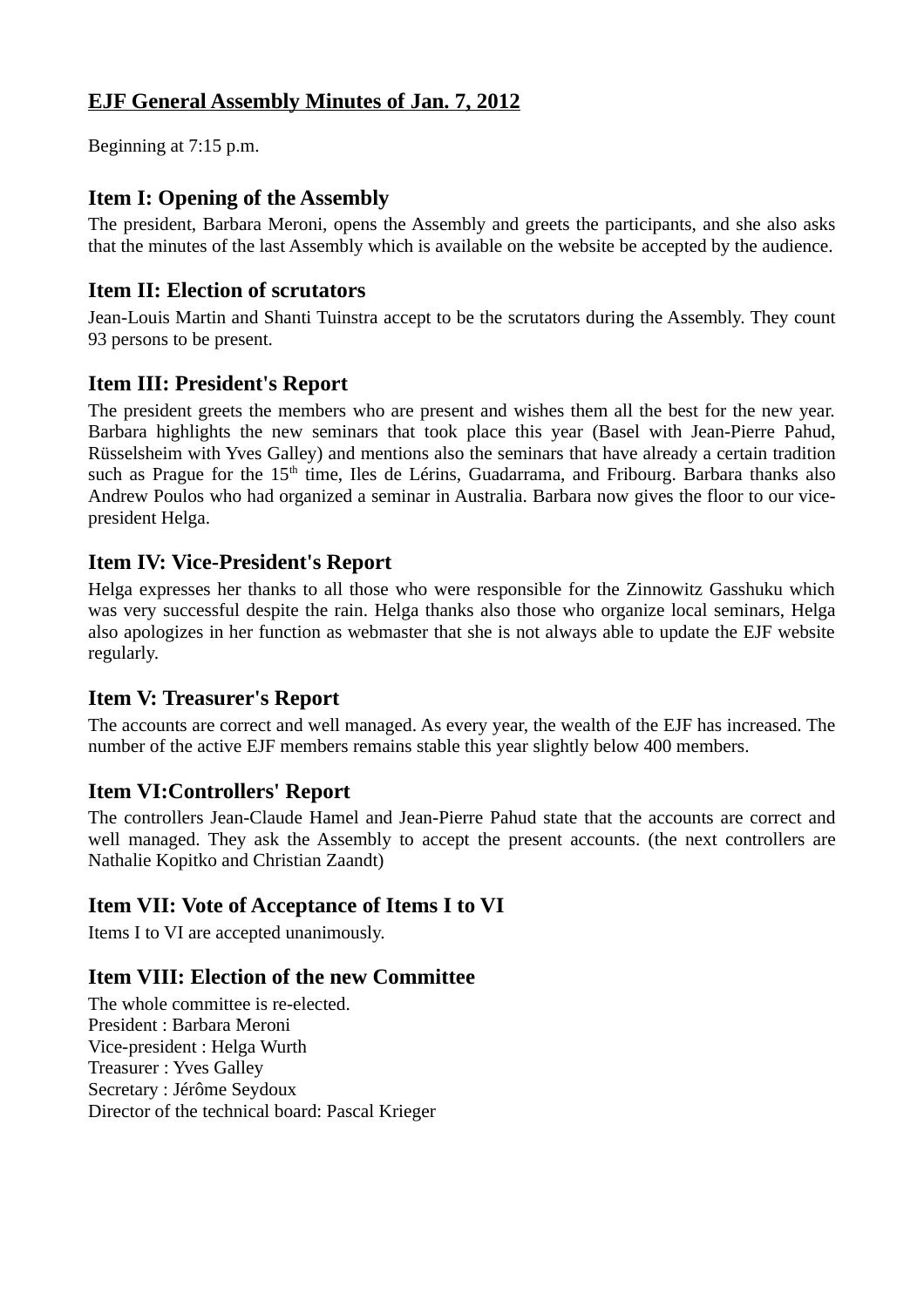# EJF General Assembly Minutes of Jan. 7, 2012

Beginning at 7:15 p.m.

## Item I: Opening of the Assembly

The president, Barbara Meroni, opens the Assembly and greets the participants, and she also asks that the minutes of the last Assembly which is available on the website be accepted by the audience.

## Item II: Election of scrutators

Jean-Louis Martin and Shanti Tuinstra accept to be the scrutators during the Assembly. They count 93 persons to be present.

## Item III: President's Report

The president greets the members who are present and wishes them all the best for the new year. Barbara highlights the new seminars that took place this year (Basel with Jean-Pierre Pahud, Rüsselsheim with Yves Galley) and mentions also the seminars that have already a certain tradition such as Prague for the 15th time, Iles de Lérins, Guadarrama, and Fribourg. Barbara thanks also Andrew Poulos who had organized a seminar in Australia. Barbara now gives the floor to our vice-president Helga.

## Item IV: Vice-President's Report

Helga expresses her thanks to all those who were responsible for the Zinnowitz Gasshuku which was very successful despite the rain. Helga thanks also those who organize local seminars, Helga also apologizes in her function as webmaster that she is not always able to update the EJF website regularly.

## Item V: Treasurer's Report

The accounts are correct and well managed. As every year, the wealth of the EJF has increased. The number of the active EJF members remains stable this year slightly below 400 members.

## Item VI:Controllers' Report

The controllers Jean-Claude Hamel and Jean-Pierre Pahud state that the accounts are correct and well managed. They ask the Assembly to accept the present accounts. (the next controllers are Nathalie Kopitko and Christian Zaandt)

## Item VII: Vote of Acceptance of Items I to VI

Items I to VI are accepted unanimously.

## Item VIII: Election of the new Committee

The whole committee is re-elected.
President : Barbara Meroni
Vice-president : Helga Wurth
Treasurer : Yves Galley
Secretary : Jérôme Seydoux
Director of the technical board: Pascal Krieger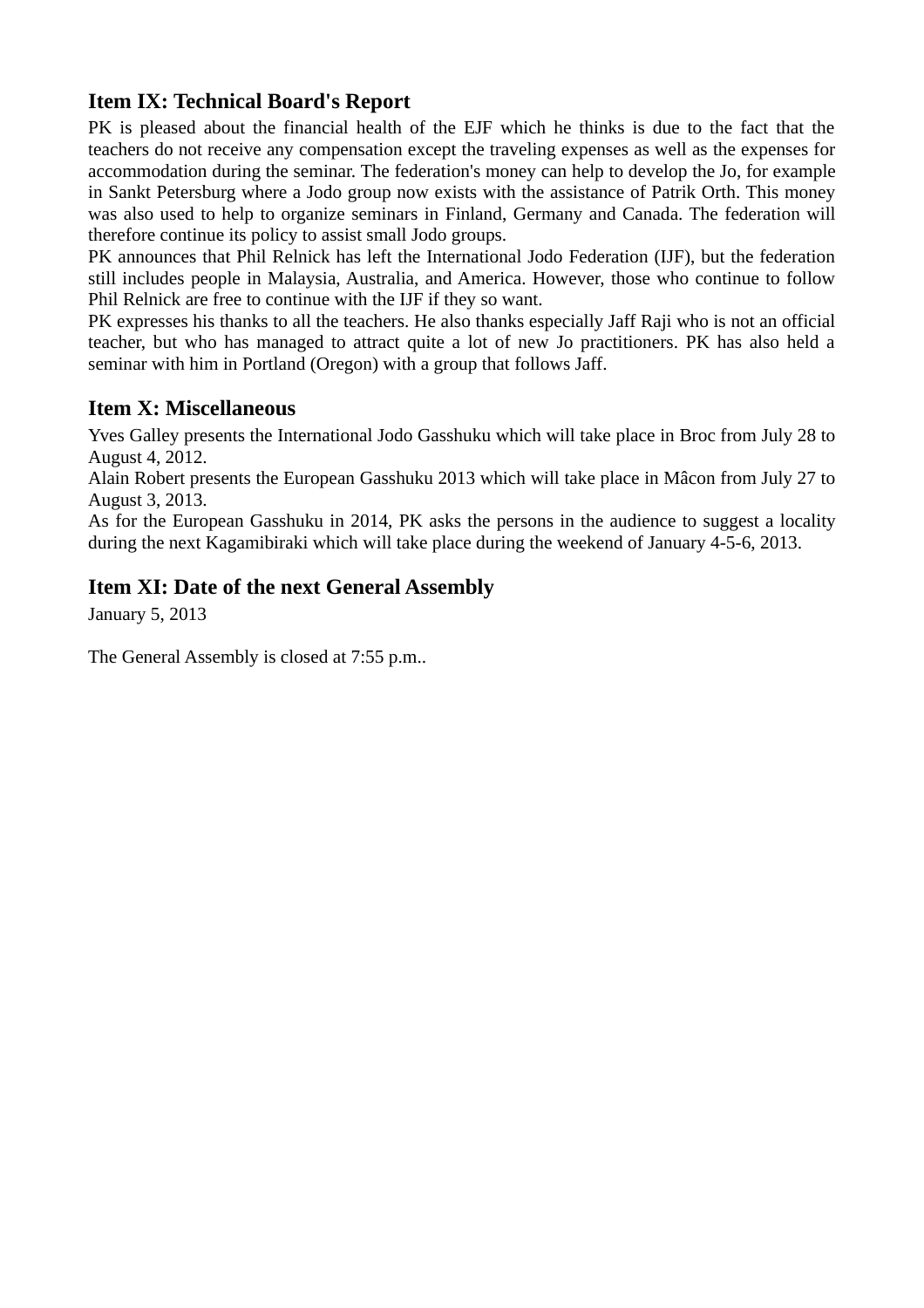## Item IX: Technical Board's Report

PK is pleased about the financial health of the EJF which he thinks is due to the fact that the teachers do not receive any compensation except the traveling expenses as well as the expenses for accommodation during the seminar. The federation's money can help to develop the Jo, for example in Sankt Petersburg where a Jodo group now exists with the assistance of Patrik Orth. This money was also used to help to organize seminars in Finland, Germany and Canada. The federation will therefore continue its policy to assist small Jodo groups.

PK announces that Phil Relnick has left the International Jodo Federation (IJF), but the federation still includes people in Malaysia, Australia, and America. However, those who continue to follow Phil Relnick are free to continue with the IJF if they so want.

PK expresses his thanks to all the teachers. He also thanks especially Jaff Raji who is not an official teacher, but who has managed to attract quite a lot of new Jo practitioners. PK has also held a seminar with him in Portland (Oregon) with a group that follows Jaff.

## Item X: Miscellaneous

Yves Galley presents the International Jodo Gasshuku which will take place in Broc from July 28 to August 4, 2012.

Alain Robert presents the European Gasshuku 2013 which will take place in Mâcon from July 27 to August 3, 2013.

As for the European Gasshuku in 2014, PK asks the persons in the audience to suggest a locality during the next Kagamibiraki which will take place during the weekend of January 4-5-6, 2013.

## Item XI: Date of the next General Assembly

January 5, 2013

The General Assembly is closed at 7:55 p.m..